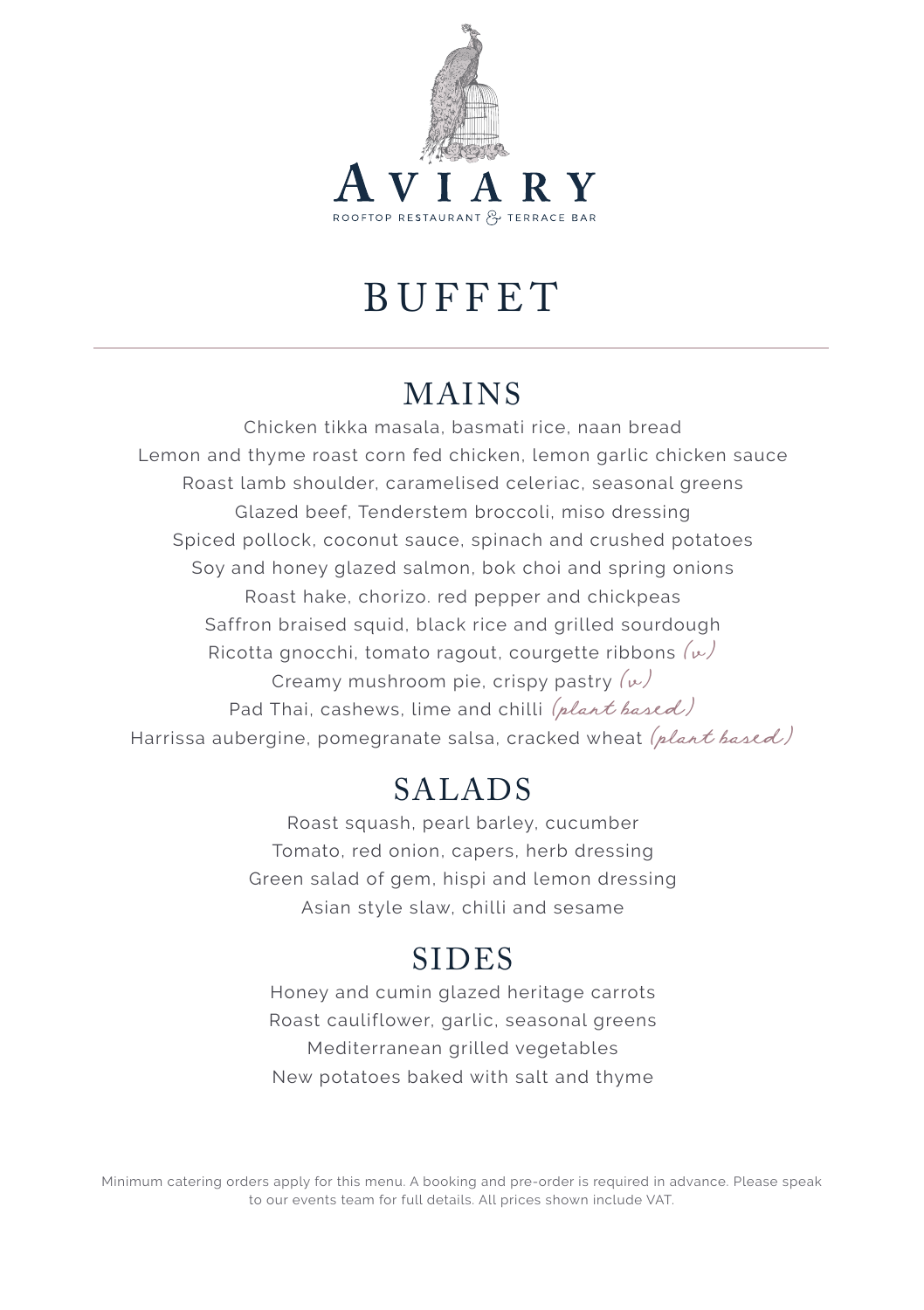# AVIARY

ROOFTOP RESTAURANT & TERRACE BAR

# BUFFET

## MAINS

Chicken tikka masala, basmati rice, naan bread

Lemon and thyme roast corn fed chicken, lemon garlic chicken sauce

Roast lamb shoulder, caramelised celeriac, seasonal greens

Glazed beef, Tenderstem broccoli, miso dressing

Spiced pollock, coconut sauce, spinach and crushed potatoes

Soy and honey glazed salmon, bok choi and spring onions

Roast hake, chorizo. red pepper and chickpeas

Saffron braised squid, black rice and grilled sourdough

Ricotta gnocchi, tomato ragout, courgette ribbons *(v)*

Creamy mushroom pie, crispy pastry *(v)*

Pad Thai, cashews, lime and chilli *(plant based)*

Harrissa aubergine, pomegranate salsa, cracked wheat *(plant based)*

## SALADS

Roast squash, pearl barley, cucumber

Tomato, red onion, capers, herb dressing

Green salad of gem, hispi and lemon dressing

Asian style slaw, chilli and sesame

## SIDES

Honey and cumin glazed heritage carrots

Roast cauliflower, garlic, seasonal greens

Mediterranean grilled vegetables

New potatoes baked with salt and thyme

Minimum catering orders apply for this menu. A booking and pre-order is required in advance. Please speak to our events team for full details. All prices shown include VAT.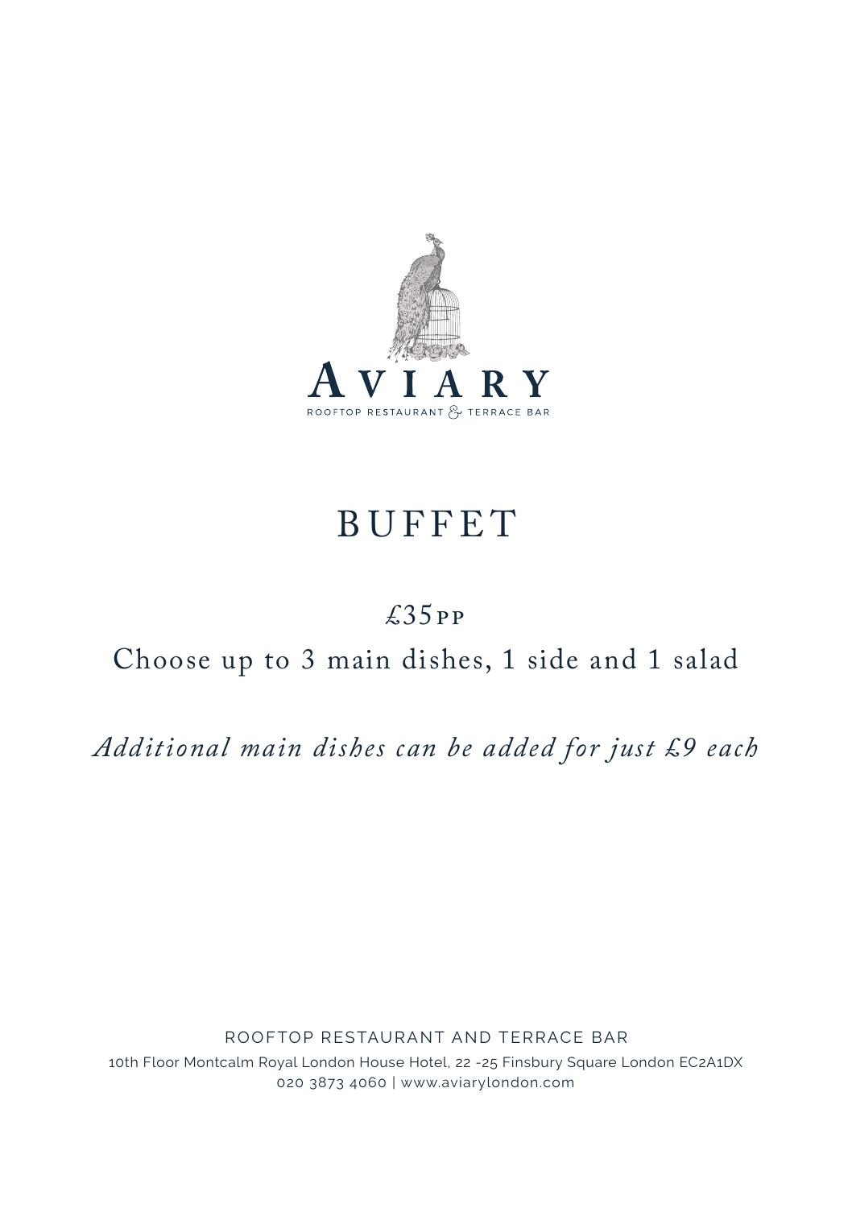AVIARY

ROOFTOP RESTAURANT & TERRACE BAR

# BUFFET

£35PP

Choose up to 3 main dishes, 1 side and 1 salad

*Additional main dishes can be added for just £9 each*

ROOFTOP RESTAURANT AND TERRACE BAR

10th Floor Montcalm Royal London House Hotel, 22 -25 Finsbury Square London EC2A1DX

020 3873 4060 | www.aviarylondon.com